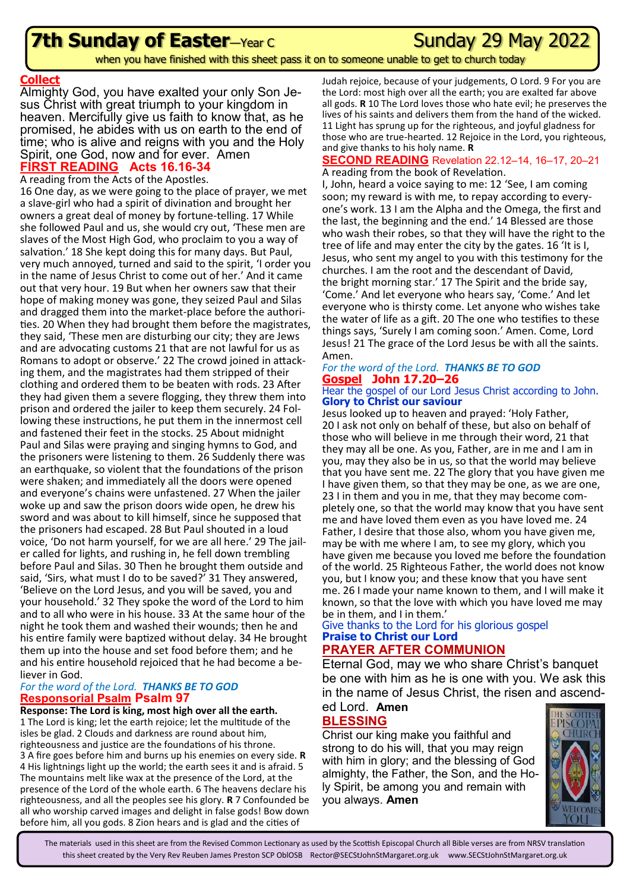# 7th Sunday of Easter—Year C

Sunday 29 May 2022

when you have finished with this sheet pass it on to someone unable to get to church today

## Collect

Almighty God, you have exalted your only Son Jesus Christ with great triumph to your kingdom in heaven. Mercifully give us faith to know that, as he promised, he abides with us on earth to the end of time; who is alive and reigns with you and the Holy Spirit, one God, now and for ever. Amen

## FIRST READING Acts 16.16-34

A reading from the Acts of the Apostles.

16 One day, as we were going to the place of prayer, we met a slave-girl who had a spirit of divination and brought her owners a great deal of money by fortune-telling. 17 While she followed Paul and us, she would cry out, 'These men are slaves of the Most High God, who proclaim to you a way of salvation.' 18 She kept doing this for many days. But Paul, very much annoyed, turned and said to the spirit, 'I order you in the name of Jesus Christ to come out of her.' And it came out that very hour. 19 But when her owners saw that their hope of making money was gone, they seized Paul and Silas and dragged them into the market-place before the authorities. 20 When they had brought them before the magistrates, they said, 'These men are disturbing our city; they are Jews and are advocating customs 21 that are not lawful for us as Romans to adopt or observe.' 22 The crowd joined in attacking them, and the magistrates had them stripped of their clothing and ordered them to be beaten with rods. 23 After they had given them a severe flogging, they threw them into prison and ordered the jailer to keep them securely. 24 Following these instructions, he put them in the innermost cell and fastened their feet in the stocks. 25 About midnight Paul and Silas were praying and singing hymns to God, and the prisoners were listening to them. 26 Suddenly there was an earthquake, so violent that the foundations of the prison were shaken; and immediately all the doors were opened and everyone's chains were unfastened. 27 When the jailer woke up and saw the prison doors wide open, he drew his sword and was about to kill himself, since he supposed that the prisoners had escaped. 28 But Paul shouted in a loud voice, 'Do not harm yourself, for we are all here.' 29 The jailer called for lights, and rushing in, he fell down trembling before Paul and Silas. 30 Then he brought them outside and said, 'Sirs, what must I do to be saved?' 31 They answered, 'Believe on the Lord Jesus, and you will be saved, you and your household.' 32 They spoke the word of the Lord to him and to all who were in his house. 33 At the same hour of the night he took them and washed their wounds; then he and his entire family were baptized without delay. 34 He brought them up into the house and set food before them; and he and his entire household rejoiced that he had become a believer in God.

*For the word of the Lord.* ***THANKS BE TO GOD***

## Responsorial Psalm Psalm 97

**Response: The Lord is king, most high over all the earth.**

1 The Lord is king; let the earth rejoice; let the multitude of the isles be glad. 2 Clouds and darkness are round about him, righteousness and justice are the foundations of his throne.
3 A fire goes before him and burns up his enemies on every side. **R**
4 His lightnings light up the world; the earth sees it and is afraid. 5 The mountains melt like wax at the presence of the Lord, at the presence of the Lord of the whole earth. 6 The heavens declare his righteousness, and all the peoples see his glory. **R** 7 Confounded be all who worship carved images and delight in false gods! Bow down before him, all you gods. 8 Zion hears and is glad and the cities of Judah rejoice, because of your judgements, O Lord. 9 For you are the Lord: most high over all the earth; you are exalted far above all gods. **R** 10 The Lord loves those who hate evil; he preserves the lives of his saints and delivers them from the hand of the wicked. 11 Light has sprung up for the righteous, and joyful gladness for those who are true-hearted. 12 Rejoice in the Lord, you righteous, and give thanks to his holy name. **R**

## SECOND READING Revelation 22.12–14, 16–17, 20–21

A reading from the book of Revelation.

I, John, heard a voice saying to me: 12 'See, I am coming soon; my reward is with me, to repay according to everyone's work. 13 I am the Alpha and the Omega, the first and the last, the beginning and the end.' 14 Blessed are those who wash their robes, so that they will have the right to the tree of life and may enter the city by the gates. 16 'It is I, Jesus, who sent my angel to you with this testimony for the churches. I am the root and the descendant of David, the bright morning star.' 17 The Spirit and the bride say, 'Come.' And let everyone who hears say, 'Come.' And let everyone who is thirsty come. Let anyone who wishes take the water of life as a gift. 20 The one who testifies to these things says, 'Surely I am coming soon.' Amen. Come, Lord Jesus! 21 The grace of the Lord Jesus be with all the saints. Amen.

*For the word of the Lord.* ***THANKS BE TO GOD***

## Gospel John 17.20–26

Hear the gospel of our Lord Jesus Christ according to John.
**Glory to Christ our saviour**

Jesus looked up to heaven and prayed: 'Holy Father, 20 I ask not only on behalf of these, but also on behalf of those who will believe in me through their word, 21 that they may all be one. As you, Father, are in me and I am in you, may they also be in us, so that the world may believe that you have sent me. 22 The glory that you have given me I have given them, so that they may be one, as we are one, 23 I in them and you in me, that they may become completely one, so that the world may know that you have sent me and have loved them even as you have loved me. 24 Father, I desire that those also, whom you have given me, may be with me where I am, to see my glory, which you have given me because you loved me before the foundation of the world. 25 Righteous Father, the world does not know you, but I know you; and these know that you have sent me. 26 I made your name known to them, and I will make it known, so that the love with which you have loved me may be in them, and I in them.'

Give thanks to the Lord for his glorious gospel
**Praise to Christ our Lord**

## PRAYER AFTER COMMUNION

Eternal God, may we who share Christ's banquet be one with him as he is one with you. We ask this in the name of Jesus Christ, the risen and ascended Lord. **Amen**

## BLESSING

Christ our king make you faithful and strong to do his will, that you may reign with him in glory; and the blessing of God almighty, the Father, the Son, and the Holy Spirit, be among you and remain with you always. **Amen**

The materials used in this sheet are from the Revised Common Lectionary as used by the Scottish Episcopal Church all Bible verses are from NRSV translation
this sheet created by the Very Rev Reuben James Preston SCP OblOSB Rector@SECStJohnStMargaret.org.uk www.SECStJohnStMargaret.org.uk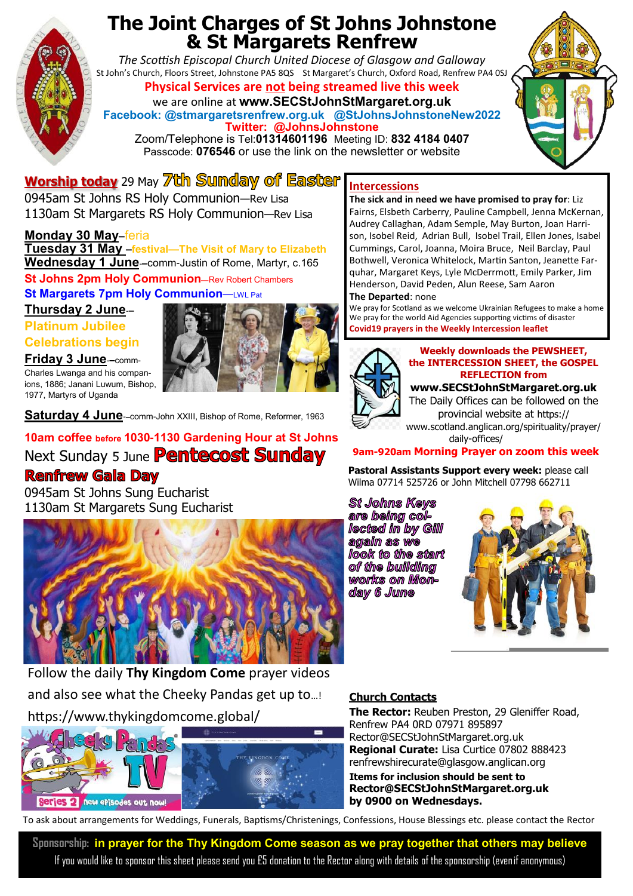# The Joint Charges of St Johns Johnstone & St Margarets Renfrew

*The Scottish Episcopal Church United Diocese of Glasgow and Galloway*

St John's Church, Floors Street, Johnstone PA5 8QS St Margaret's Church, Oxford Road, Renfrew PA4 0SJ

**Physical Services are not being streamed live this week**

we are online at **www.SECStJohnStMargaret.org.uk**

**Facebook: @stmargaretsrenfrew.org.uk @StJohnsJohnstoneNew2022**

**Twitter: @JohnsJohnstone**

Zoom/Telephone is Tel:**01314601196** Meeting ID: **832 4184 0407**

Passcode: **076546** or use the link on the newsletter or website

## Worship today 29 May 7th Sunday of Easter

0945am St Johns RS Holy Communion—Rev Lisa

1130am St Margarets RS Holy Communion—Rev Lisa

**Monday 30 May**–feria

**Tuesday 31 May** –festival—The Visit of Mary to Elizabeth

**Wednesday 1 June**—comm-Justin of Rome, Martyr, c.165

**St Johns 2pm Holy Communion**—Rev Robert Chambers

**St Margarets 7pm Holy Communion**—LWL Pat

**Thursday 2 June**—

**Platinum Jubilee Celebrations begin**

**Friday 3 June**—comm-Charles Lwanga and his companions, 1886; Janani Luwum, Bishop, 1977, Martyrs of Uganda

**Saturday 4 June**—comm-John XXIII, Bishop of Rome, Reformer, 1963

**10am coffee before 1030-1130 Gardening Hour at St Johns**

Next Sunday 5 June **Pentecost Sunday**

**Renfrew Gala Day**

0945am St Johns Sung Eucharist

1130am St Margarets Sung Eucharist

Follow the daily **Thy Kingdom Come** prayer videos and also see what the Cheeky Pandas get up to…!

https://www.thykingdomcome.global/

## Intercessions

**The sick and in need we have promised to pray for**: Liz Fairns, Elsbeth Carberry, Pauline Campbell, Jenna McKernan, Audrey Callaghan, Adam Semple, May Burton, Joan Harrison, Isobel Reid, Adrian Bull, Isobel Trail, Ellen Jones, Isabel Cummings, Carol, Joanna, Moira Bruce, Neil Barclay, Paul Bothwell, Veronica Whitelock, Martin Santon, Jeanette Farquhar, Margaret Keys, Lyle McDermott, Emily Parker, Jim Henderson, David Peden, Alun Reese, Sam Aaron

**The Departed**: none

We pray for Scotland as we welcome Ukrainian Refugees to make a home

We pray for the world Aid Agencies supporting victims of disaster

**Covid19 prayers in the Weekly Intercession leaflet**

**Weekly downloads the PEWSHEET, the INTERCESSION SHEET, the GOSPEL REFLECTION from www.SECStJohnStMargaret.org.uk**

The Daily Offices can be followed on the provincial website at https://www.scotland.anglican.org/spirituality/prayer/daily-offices/

**9am-920am Morning Prayer on zoom this week**

**Pastoral Assistants Support every week:** please call Wilma 07714 525726 or John Mitchell 07798 662711

***St Johns Keys are being collected in by Gill again as we look to the start of the building works on Monday 6 June***

## Church Contacts

**The Rector:** Reuben Preston, 29 Gleniffer Road, Renfrew PA4 0RD 07971 895897
Rector@SECStJohnStMargaret.org.uk

**Regional Curate:** Lisa Curtice 07802 888423
renfrewshirecurate@glasgow.anglican.org

**Items for inclusion should be sent to Rector@SECStJohnStMargaret.org.uk by 0900 on Wednesdays.**

To ask about arrangements for Weddings, Funerals, Baptisms/Christenings, Confessions, House Blessings etc. please contact the Rector

**Sponsorship: in prayer for the Thy Kingdom Come season as we pray together that others may believe**

If you would like to sponsor this sheet please send you £5 donation to the Rector along with details of the sponsorship (even if anonymous)